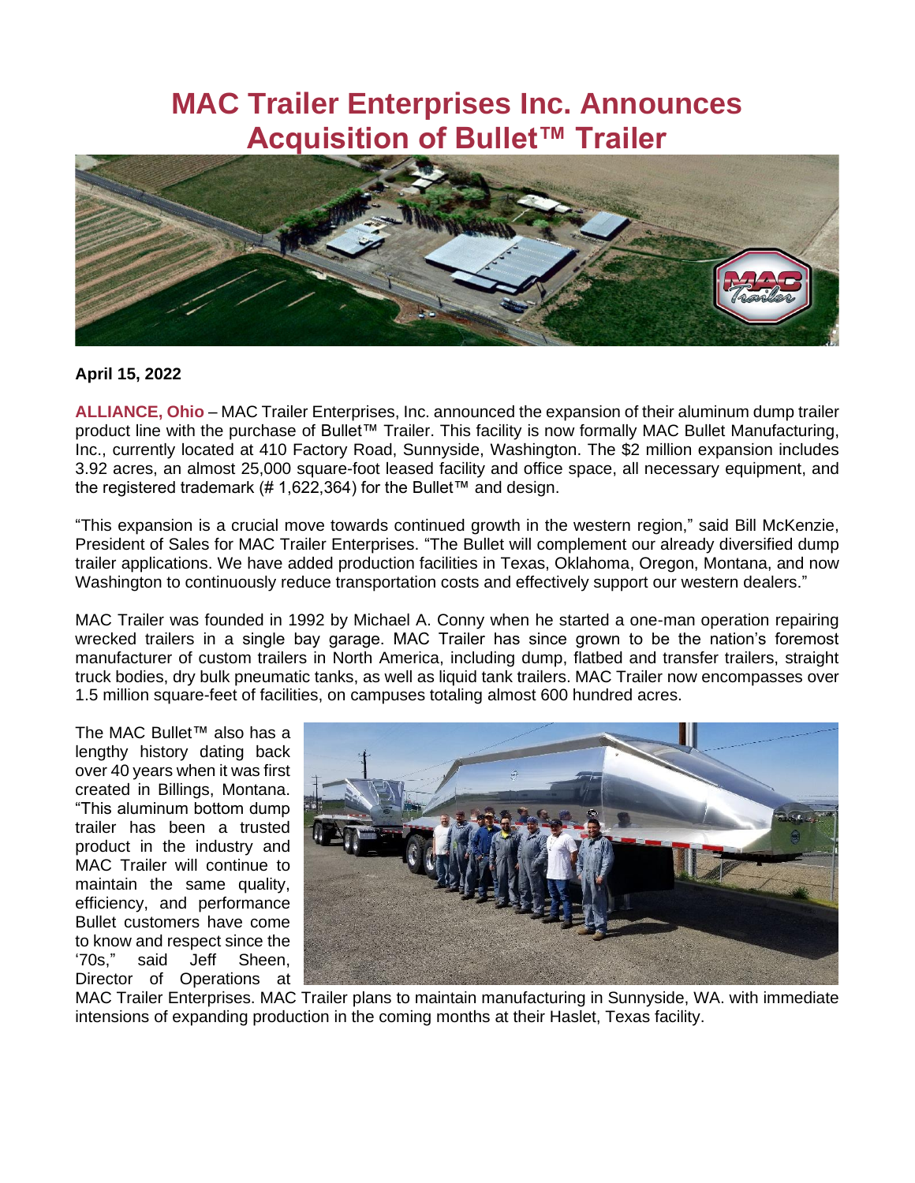# MAC Trailer Enterprises Inc. Announces Acquisition of Bullet™ Trailer

**April 15, 2022**

**ALLIANCE, Ohio** – MAC Trailer Enterprises, Inc. announced the expansion of their aluminum dump trailer product line with the purchase of Bullet™ Trailer. This facility is now formally MAC Bullet Manufacturing, Inc., currently located at 410 Factory Road, Sunnyside, Washington. The $2 million expansion includes 3.92 acres, an almost 25,000 square-foot leased facility and office space, all necessary equipment, and the registered trademark (# 1,622,364) for the Bullet™ and design.

"This expansion is a crucial move towards continued growth in the western region," said Bill McKenzie, President of Sales for MAC Trailer Enterprises. "The Bullet will complement our already diversified dump trailer applications. We have added production facilities in Texas, Oklahoma, Oregon, Montana, and now Washington to continuously reduce transportation costs and effectively support our western dealers."

MAC Trailer was founded in 1992 by Michael A. Conny when he started a one-man operation repairing wrecked trailers in a single bay garage. MAC Trailer has since grown to be the nation's foremost manufacturer of custom trailers in North America, including dump, flatbed and transfer trailers, straight truck bodies, dry bulk pneumatic tanks, as well as liquid tank trailers. MAC Trailer now encompasses over 1.5 million square-feet of facilities, on campuses totaling almost 600 hundred acres.

The MAC Bullet™ also has a lengthy history dating back over 40 years when it was first created in Billings, Montana. "This aluminum bottom dump trailer has been a trusted product in the industry and MAC Trailer will continue to maintain the same quality, efficiency, and performance Bullet customers have come to know and respect since the '70s," said Jeff Sheen, Director of Operations at MAC Trailer Enterprises. MAC Trailer plans to maintain manufacturing in Sunnyside, WA. with immediate intensions of expanding production in the coming months at their Haslet, Texas facility.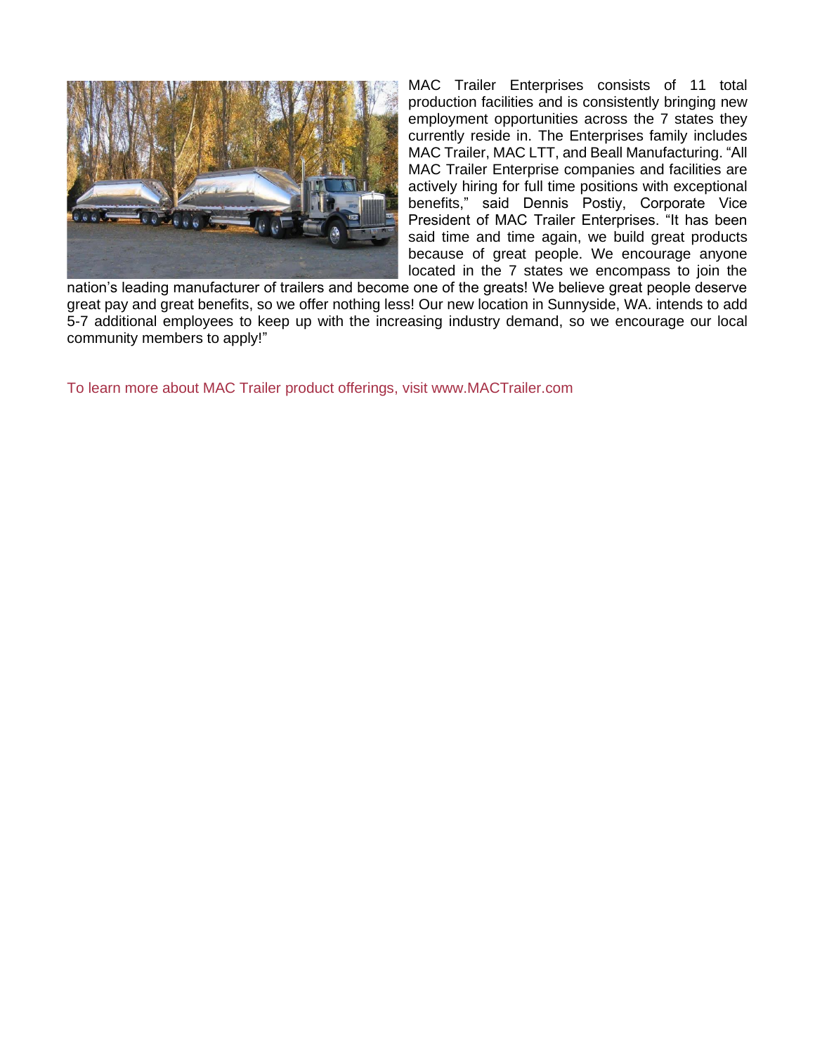MAC Trailer Enterprises consists of 11 total production facilities and is consistently bringing new employment opportunities across the 7 states they currently reside in. The Enterprises family includes MAC Trailer, MAC LTT, and Beall Manufacturing. "All MAC Trailer Enterprise companies and facilities are actively hiring for full time positions with exceptional benefits," said Dennis Postiy, Corporate Vice President of MAC Trailer Enterprises. "It has been said time and time again, we build great products because of great people. We encourage anyone located in the 7 states we encompass to join the nation's leading manufacturer of trailers and become one of the greats! We believe great people deserve great pay and great benefits, so we offer nothing less! Our new location in Sunnyside, WA. intends to add 5-7 additional employees to keep up with the increasing industry demand, so we encourage our local community members to apply!"

To learn more about MAC Trailer product offerings, visit www.MACTrailer.com